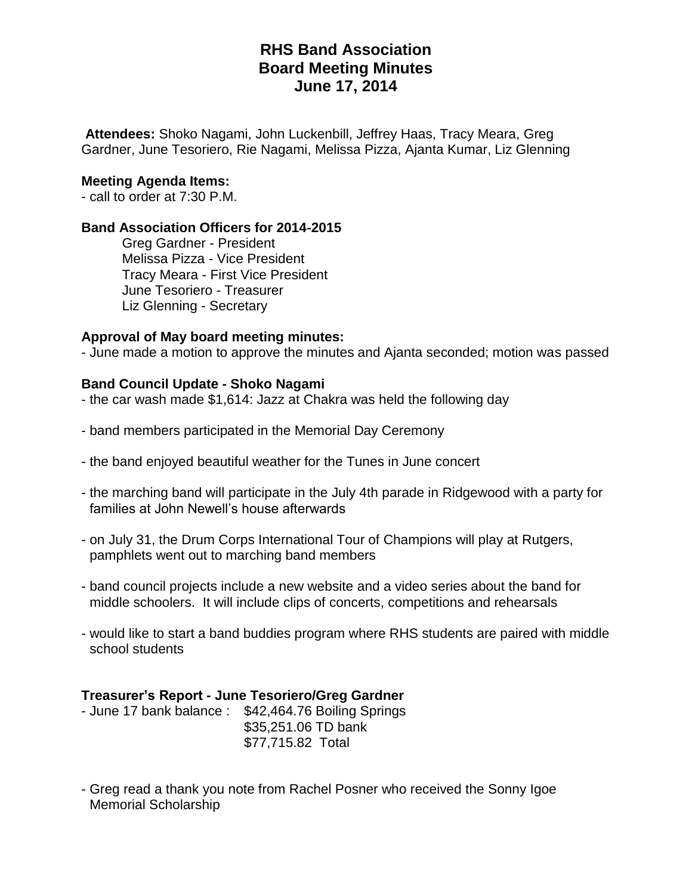# RHS Band Association
# Board Meeting Minutes
# June 17, 2014

**Attendees:** Shoko Nagami, John Luckenbill, Jeffrey Haas, Tracy Meara, Greg Gardner, June Tesoriero, Rie Nagami, Melissa Pizza, Ajanta Kumar, Liz Glenning

**Meeting Agenda Items:**

- call to order at 7:30 P.M.

**Band Association Officers for 2014-2015**

Greg Gardner - President
Melissa Pizza - Vice President
Tracy Meara - First Vice President
June Tesoriero - Treasurer
Liz Glenning - Secretary

**Approval of May board meeting minutes:**

- June made a motion to approve the minutes and Ajanta seconded; motion was passed

**Band Council Update - Shoko Nagami**

- the car wash made $1,614: Jazz at Chakra was held the following day
- band members participated in the Memorial Day Ceremony
- the band enjoyed beautiful weather for the Tunes in June concert
- the marching band will participate in the July 4th parade in Ridgewood with a party for families at John Newell's house afterwards
- on July 31, the Drum Corps International Tour of Champions will play at Rutgers, pamphlets went out to marching band members
- band council projects include a new website and a video series about the band for middle schoolers. It will include clips of concerts, competitions and rehearsals
- would like to start a band buddies program where RHS students are paired with middle school students

**Treasurer's Report - June Tesoriero/Greg Gardner**

- June 17 bank balance : $42,464.76 Boiling Springs
  $35,251.06 TD bank
  $77,715.82 Total

- Greg read a thank you note from Rachel Posner who received the Sonny Igoe Memorial Scholarship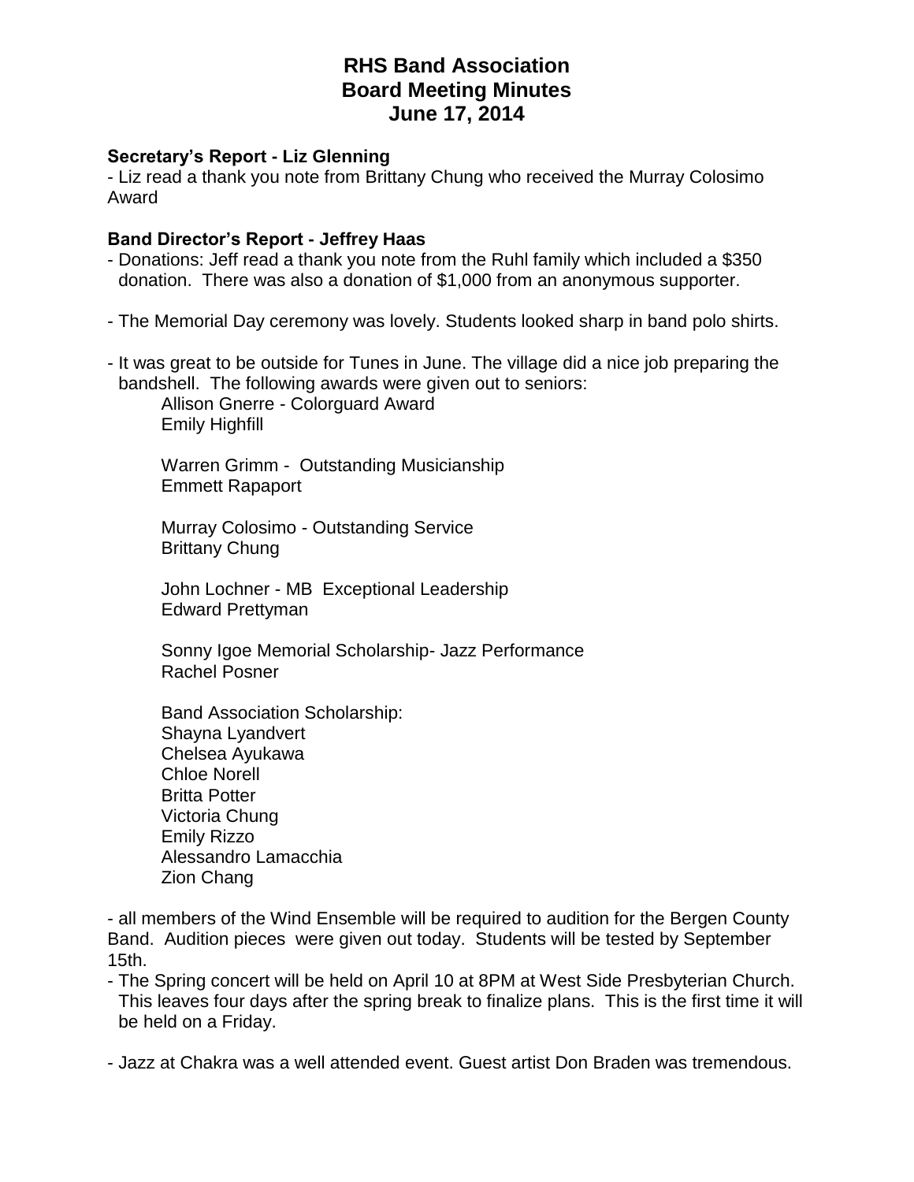# RHS Band Association
# Board Meeting Minutes
# June 17, 2014

**Secretary's Report - Liz Glenning**

- Liz read a thank you note from Brittany Chung who received the Murray Colosimo Award

**Band Director's Report - Jeffrey Haas**

- Donations: Jeff read a thank you note from the Ruhl family which included a $350 donation. There was also a donation of $1,000 from an anonymous supporter.

- The Memorial Day ceremony was lovely. Students looked sharp in band polo shirts.

- It was great to be outside for Tunes in June. The village did a nice job preparing the bandshell. The following awards were given out to seniors:

  Allison Gnerre - Colorguard Award
  Emily Highfill

  Warren Grimm - Outstanding Musicianship
  Emmett Rapaport

  Murray Colosimo - Outstanding Service
  Brittany Chung

  John Lochner - MB Exceptional Leadership
  Edward Prettyman

  Sonny Igoe Memorial Scholarship- Jazz Performance
  Rachel Posner

  Band Association Scholarship:
  Shayna Lyandvert
  Chelsea Ayukawa
  Chloe Norell
  Britta Potter
  Victoria Chung
  Emily Rizzo
  Alessandro Lamacchia
  Zion Chang

- all members of the Wind Ensemble will be required to audition for the Bergen County Band. Audition pieces were given out today. Students will be tested by September 15th.

- The Spring concert will be held on April 10 at 8PM at West Side Presbyterian Church. This leaves four days after the spring break to finalize plans. This is the first time it will be held on a Friday.

- Jazz at Chakra was a well attended event. Guest artist Don Braden was tremendous.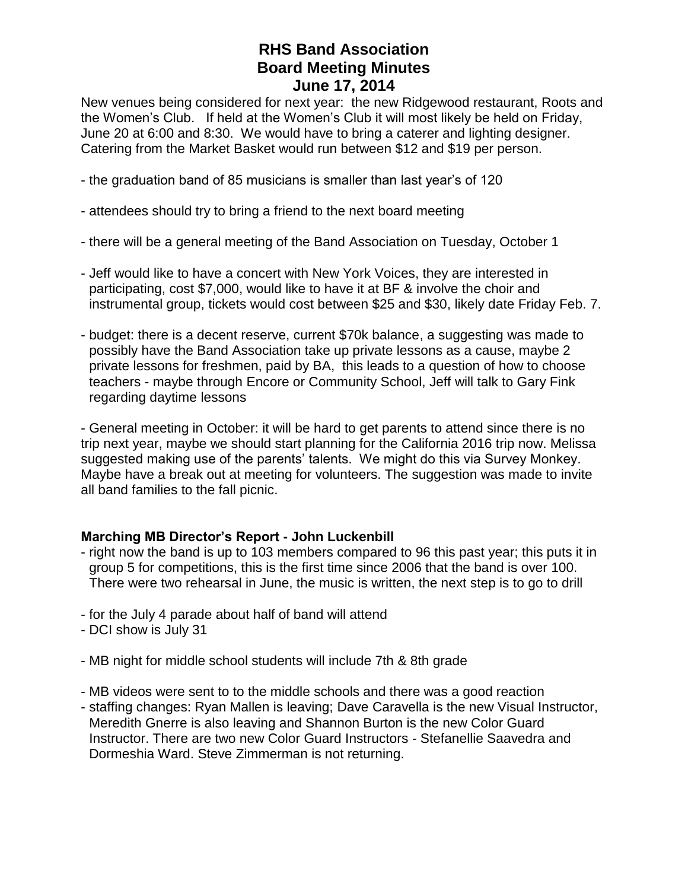# RHS Band Association
## Board Meeting Minutes
## June 17, 2014

New venues being considered for next year: the new Ridgewood restaurant, Roots and the Women's Club. If held at the Women's Club it will most likely be held on Friday, June 20 at 6:00 and 8:30. We would have to bring a caterer and lighting designer. Catering from the Market Basket would run between $12 and $19 per person.

- the graduation band of 85 musicians is smaller than last year's of 120

- attendees should try to bring a friend to the next board meeting

- there will be a general meeting of the Band Association on Tuesday, October 1

- Jeff would like to have a concert with New York Voices, they are interested in participating, cost $7,000, would like to have it at BF & involve the choir and instrumental group, tickets would cost between $25 and $30, likely date Friday Feb. 7.

- budget: there is a decent reserve, current $70k balance, a suggesting was made to possibly have the Band Association take up private lessons as a cause, maybe 2 private lessons for freshmen, paid by BA, this leads to a question of how to choose teachers - maybe through Encore or Community School, Jeff will talk to Gary Fink regarding daytime lessons

- General meeting in October: it will be hard to get parents to attend since there is no trip next year, maybe we should start planning for the California 2016 trip now. Melissa suggested making use of the parents' talents. We might do this via Survey Monkey. Maybe have a break out at meeting for volunteers. The suggestion was made to invite all band families to the fall picnic.

**Marching MB Director's Report - John Luckenbill**

- right now the band is up to 103 members compared to 96 this past year; this puts it in group 5 for competitions, this is the first time since 2006 that the band is over 100. There were two rehearsal in June, the music is written, the next step is to go to drill

- for the July 4 parade about half of band will attend
- DCI show is July 31

- MB night for middle school students will include 7th & 8th grade

- MB videos were sent to to the middle schools and there was a good reaction
- staffing changes: Ryan Mallen is leaving; Dave Caravella is the new Visual Instructor, Meredith Gnerre is also leaving and Shannon Burton is the new Color Guard Instructor. There are two new Color Guard Instructors - Stefanellie Saavedra and Dormeshia Ward. Steve Zimmerman is not returning.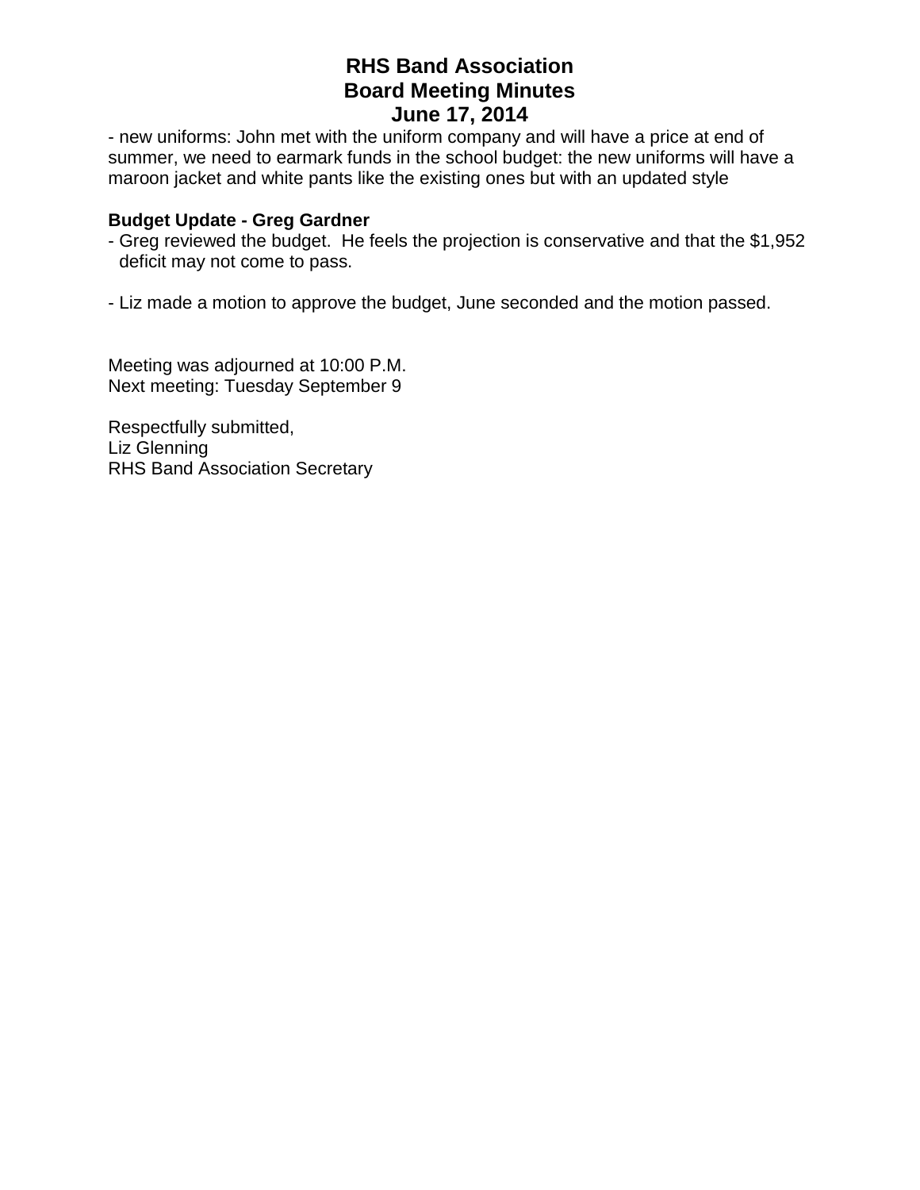# RHS Band Association
## Board Meeting Minutes
## June 17, 2014

- new uniforms: John met with the uniform company and will have a price at end of summer, we need to earmark funds in the school budget: the new uniforms will have a maroon jacket and white pants like the existing ones but with an updated style

**Budget Update - Greg Gardner**

- Greg reviewed the budget. He feels the projection is conservative and that the $1,952 deficit may not come to pass.

- Liz made a motion to approve the budget, June seconded and the motion passed.

Meeting was adjourned at 10:00 P.M.
Next meeting: Tuesday September 9

Respectfully submitted,
Liz Glenning
RHS Band Association Secretary